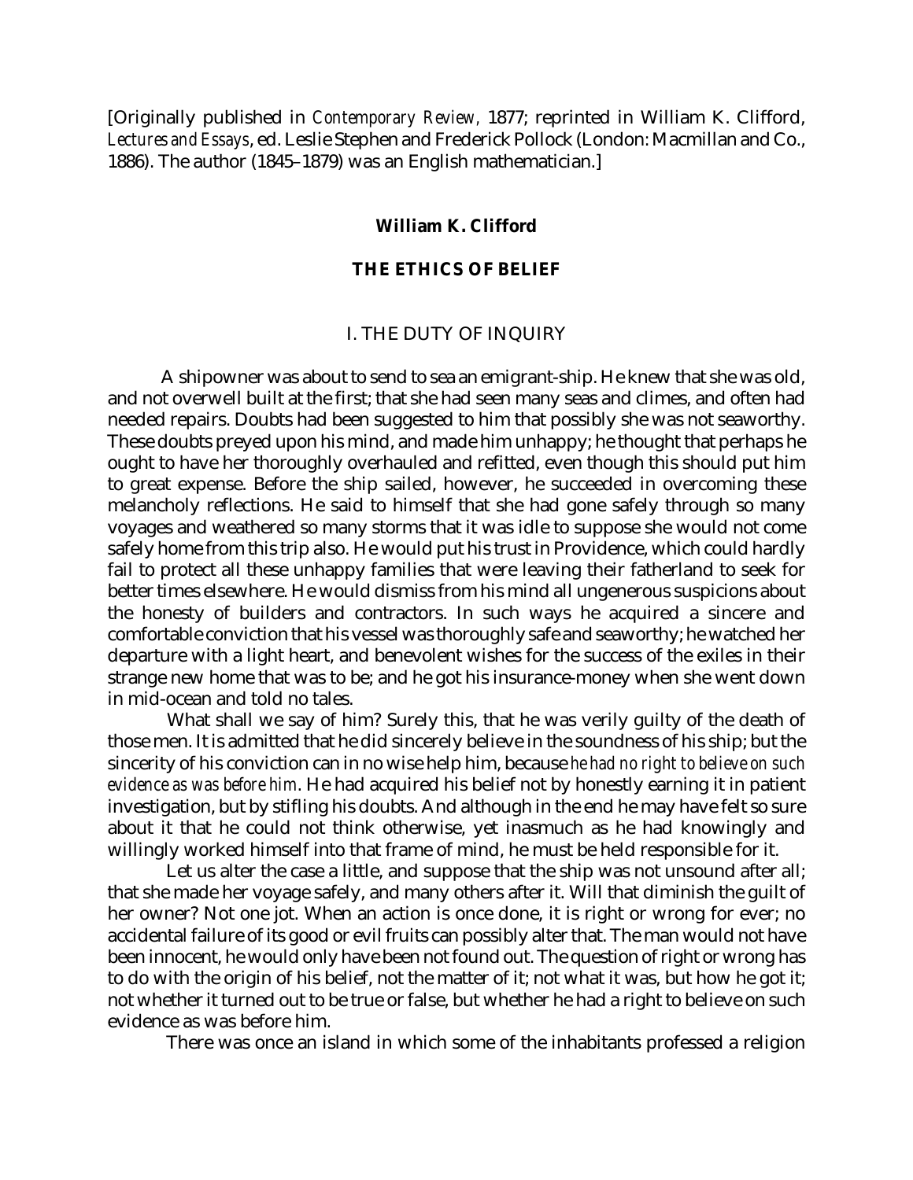[Originally published in *Contemporary Review*, 1877; reprinted in William K. Clifford, *Lectures and Essays*, ed. Leslie Stephen and Frederick Pollock (London: Macmillan and Co., 1886). The author (1845–1879) was an English mathematician.]

**William K. Clifford**

# THE ETHICS OF BELIEF

## I. THE DUTY OF INQUIRY

A shipowner was about to send to sea an emigrant-ship. He knew that she was old, and not overwell built at the first; that she had seen many seas and climes, and often had needed repairs. Doubts had been suggested to him that possibly she was not seaworthy. These doubts preyed upon his mind, and made him unhappy; he thought that perhaps he ought to have her thoroughly overhauled and refitted, even though this should put him to great expense. Before the ship sailed, however, he succeeded in overcoming these melancholy reflections. He said to himself that she had gone safely through so many voyages and weathered so many storms that it was idle to suppose she would not come safely home from this trip also. He would put his trust in Providence, which could hardly fail to protect all these unhappy families that were leaving their fatherland to seek for better times elsewhere. He would dismiss from his mind all ungenerous suspicions about the honesty of builders and contractors. In such ways he acquired a sincere and comfortable conviction that his vessel was thoroughly safe and seaworthy; he watched her departure with a light heart, and benevolent wishes for the success of the exiles in their strange new home that was to be; and he got his insurance-money when she went down in mid-ocean and told no tales.

What shall we say of him? Surely this, that he was verily guilty of the death of those men. It is admitted that he did sincerely believe in the soundness of his ship; but the sincerity of his conviction can in no wise help him, because *he had no right to believe on such evidence as was before him*. He had acquired his belief not by honestly earning it in patient investigation, but by stifling his doubts. And although in the end he may have felt so sure about it that he could not think otherwise, yet inasmuch as he had knowingly and willingly worked himself into that frame of mind, he must be held responsible for it.

Let us alter the case a little, and suppose that the ship was not unsound after all; that she made her voyage safely, and many others after it. Will that diminish the guilt of her owner? Not one jot. When an action is once done, it is right or wrong for ever; no accidental failure of its good or evil fruits can possibly alter that. The man would not have been innocent, he would only have been not found out. The question of right or wrong has to do with the origin of his belief, not the matter of it; not what it was, but how he got it; not whether it turned out to be true or false, but whether he had a right to believe on such evidence as was before him.

There was once an island in which some of the inhabitants professed a religion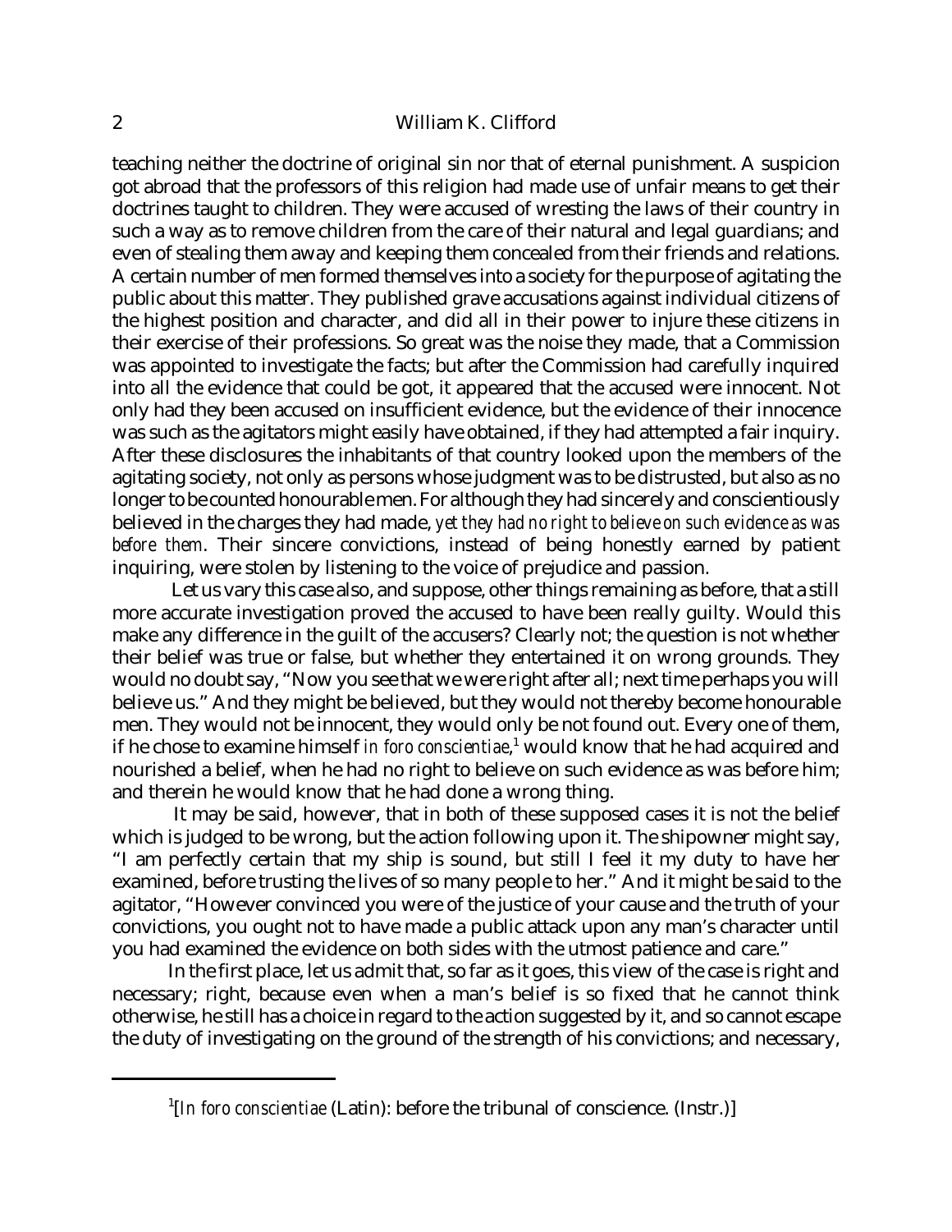teaching neither the doctrine of original sin nor that of eternal punishment. A suspicion got abroad that the professors of this religion had made use of unfair means to get their doctrines taught to children. They were accused of wresting the laws of their country in such a way as to remove children from the care of their natural and legal guardians; and even of stealing them away and keeping them concealed from their friends and relations. A certain number of men formed themselves into a society for the purpose of agitating the public about this matter. They published grave accusations against individual citizens of the highest position and character, and did all in their power to injure these citizens in their exercise of their professions. So great was the noise they made, that a Commission was appointed to investigate the facts; but after the Commission had carefully inquired into all the evidence that could be got, it appeared that the accused were innocent. Not only had they been accused on insufficient evidence, but the evidence of their innocence was such as the agitators might easily have obtained, if they had attempted a fair inquiry. After these disclosures the inhabitants of that country looked upon the members of the agitating society, not only as persons whose judgment was to be distrusted, but also as no longer to be counted honourable men. For although they had sincerely and conscientiously believed in the charges they had made, *yet they had no right to believe on such evidence as was before them*. Their sincere convictions, instead of being honestly earned by patient inquiring, were stolen by listening to the voice of prejudice and passion.

Let us vary this case also, and suppose, other things remaining as before, that a still more accurate investigation proved the accused to have been really guilty. Would this make any difference in the guilt of the accusers? Clearly not; the question is not whether their belief was true or false, but whether they entertained it on wrong grounds. They would no doubt say, "Now you see that we were right after all; next time perhaps you will believe us." And they might be believed, but they would not thereby become honourable men. They would not be innocent, they would only be not found out. Every one of them, if he chose to examine himself *in foro conscientiae*,[1] would know that he had acquired and nourished a belief, when he had no right to believe on such evidence as was before him; and therein he would know that he had done a wrong thing.

It may be said, however, that in both of these supposed cases it is not the belief which is judged to be wrong, but the action following upon it. The shipowner might say, "I am perfectly certain that my ship is sound, but still I feel it my duty to have her examined, before trusting the lives of so many people to her." And it might be said to the agitator, "However convinced you were of the justice of your cause and the truth of your convictions, you ought not to have made a public attack upon any man's character until you had examined the evidence on both sides with the utmost patience and care."

In the first place, let us admit that, so far as it goes, this view of the case is right and necessary; right, because even when a man's belief is so fixed that he cannot think otherwise, he still has a choice in regard to the action suggested by it, and so cannot escape the duty of investigating on the ground of the strength of his convictions; and necessary,

---

[1][*In foro conscientiae* (Latin): before the tribunal of conscience. (Instr.)]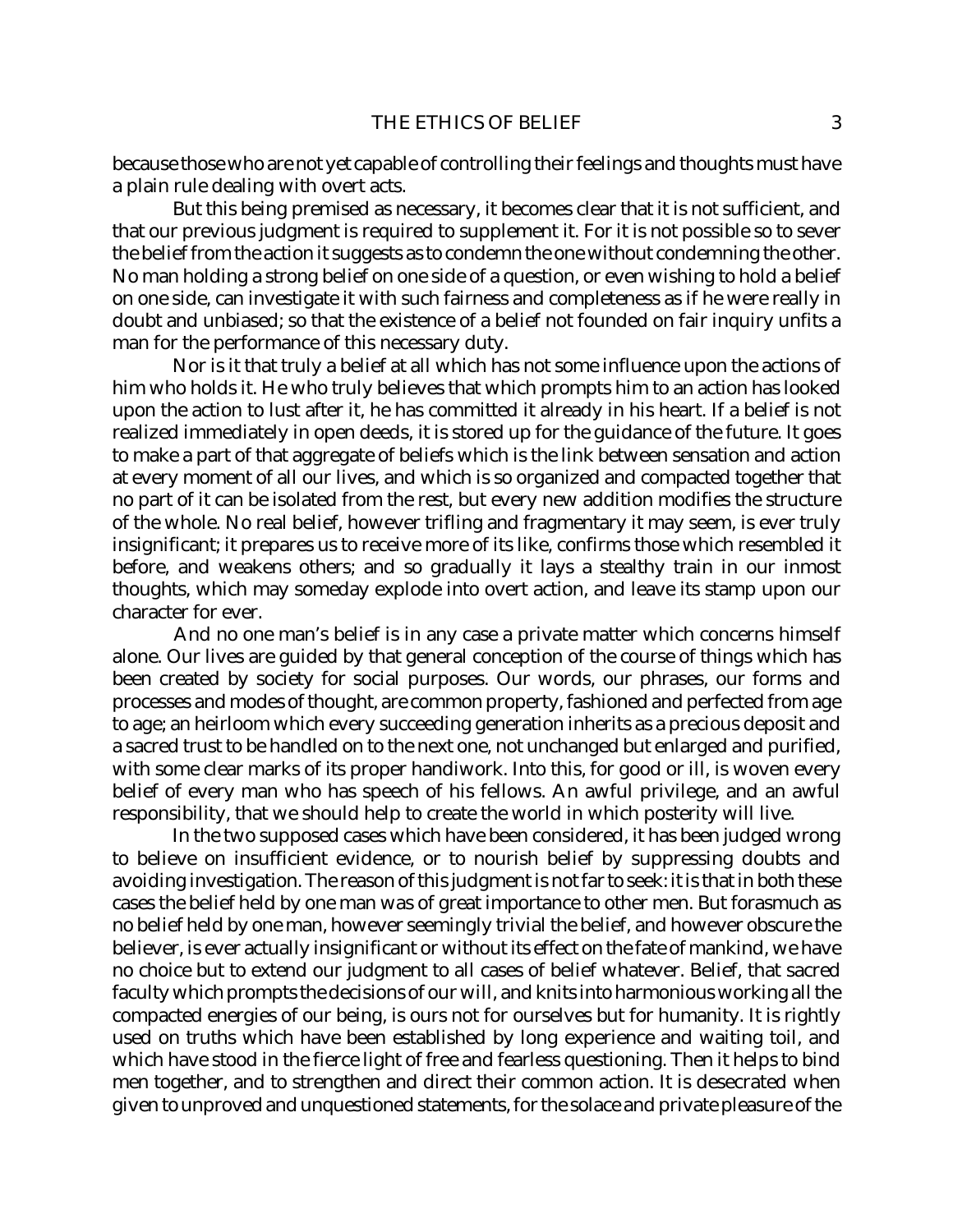because those who are not yet capable of controlling their feelings and thoughts must have a plain rule dealing with overt acts.

But this being premised as necessary, it becomes clear that it is not sufficient, and that our previous judgment is required to supplement it. For it is not possible so to sever the belief from the action it suggests as to condemn the one without condemning the other. No man holding a strong belief on one side of a question, or even wishing to hold a belief on one side, can investigate it with such fairness and completeness as if he were really in doubt and unbiased; so that the existence of a belief not founded on fair inquiry unfits a man for the performance of this necessary duty.

Nor is it that truly a belief at all which has not some influence upon the actions of him who holds it. He who truly believes that which prompts him to an action has looked upon the action to lust after it, he has committed it already in his heart. If a belief is not realized immediately in open deeds, it is stored up for the guidance of the future. It goes to make a part of that aggregate of beliefs which is the link between sensation and action at every moment of all our lives, and which is so organized and compacted together that no part of it can be isolated from the rest, but every new addition modifies the structure of the whole. No real belief, however trifling and fragmentary it may seem, is ever truly insignificant; it prepares us to receive more of its like, confirms those which resembled it before, and weakens others; and so gradually it lays a stealthy train in our inmost thoughts, which may someday explode into overt action, and leave its stamp upon our character for ever.

And no one man's belief is in any case a private matter which concerns himself alone. Our lives are guided by that general conception of the course of things which has been created by society for social purposes. Our words, our phrases, our forms and processes and modes of thought, are common property, fashioned and perfected from age to age; an heirloom which every succeeding generation inherits as a precious deposit and a sacred trust to be handled on to the next one, not unchanged but enlarged and purified, with some clear marks of its proper handiwork. Into this, for good or ill, is woven every belief of every man who has speech of his fellows. An awful privilege, and an awful responsibility, that we should help to create the world in which posterity will live.

In the two supposed cases which have been considered, it has been judged wrong to believe on insufficient evidence, or to nourish belief by suppressing doubts and avoiding investigation. The reason of this judgment is not far to seek: it is that in both these cases the belief held by one man was of great importance to other men. But forasmuch as no belief held by one man, however seemingly trivial the belief, and however obscure the believer, is ever actually insignificant or without its effect on the fate of mankind, we have no choice but to extend our judgment to all cases of belief whatever. Belief, that sacred faculty which prompts the decisions of our will, and knits into harmonious working all the compacted energies of our being, is ours not for ourselves but for humanity. It is rightly used on truths which have been established by long experience and waiting toil, and which have stood in the fierce light of free and fearless questioning. Then it helps to bind men together, and to strengthen and direct their common action. It is desecrated when given to unproved and unquestioned statements, for the solace and private pleasure of the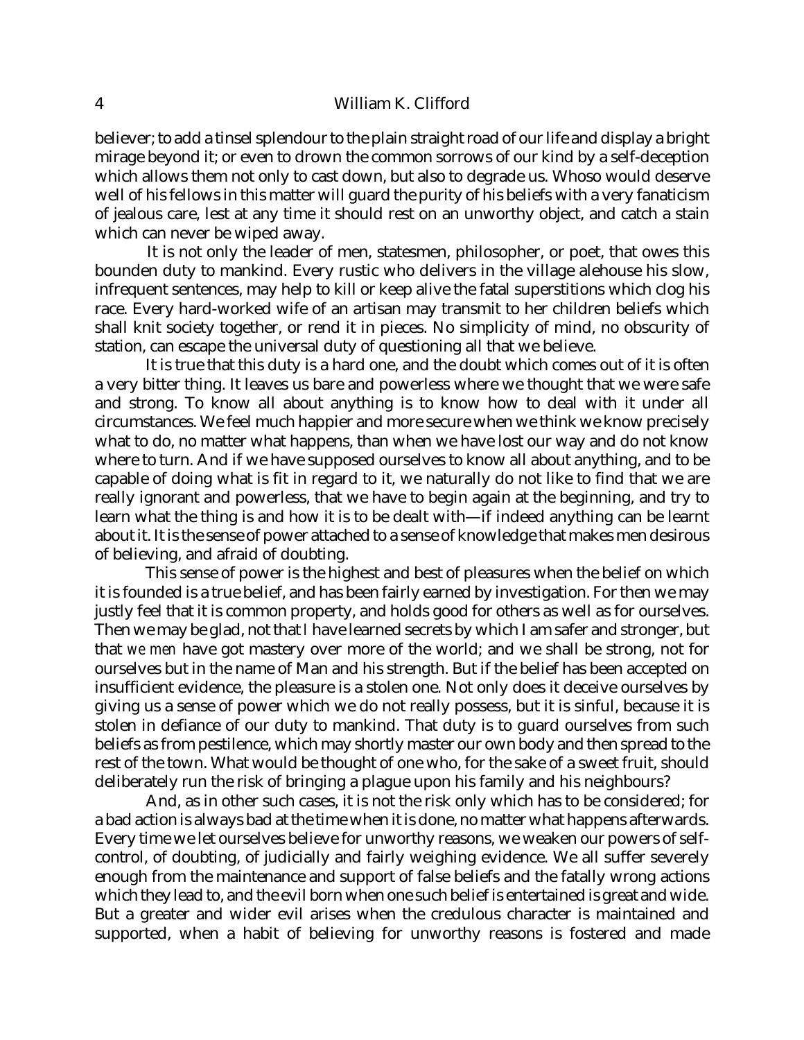believer; to add a tinsel splendour to the plain straight road of our life and display a bright mirage beyond it; or even to drown the common sorrows of our kind by a self-deception which allows them not only to cast down, but also to degrade us. Whoso would deserve well of his fellows in this matter will guard the purity of his beliefs with a very fanaticism of jealous care, lest at any time it should rest on an unworthy object, and catch a stain which can never be wiped away.

It is not only the leader of men, statesmen, philosopher, or poet, that owes this bounden duty to mankind. Every rustic who delivers in the village alehouse his slow, infrequent sentences, may help to kill or keep alive the fatal superstitions which clog his race. Every hard-worked wife of an artisan may transmit to her children beliefs which shall knit society together, or rend it in pieces. No simplicity of mind, no obscurity of station, can escape the universal duty of questioning all that we believe.

It is true that this duty is a hard one, and the doubt which comes out of it is often a very bitter thing. It leaves us bare and powerless where we thought that we were safe and strong. To know all about anything is to know how to deal with it under all circumstances. We feel much happier and more secure when we think we know precisely what to do, no matter what happens, than when we have lost our way and do not know where to turn. And if we have supposed ourselves to know all about anything, and to be capable of doing what is fit in regard to it, we naturally do not like to find that we are really ignorant and powerless, that we have to begin again at the beginning, and try to learn what the thing is and how it is to be dealt with—if indeed anything can be learnt about it. It is the sense of power attached to a sense of knowledge that makes men desirous of believing, and afraid of doubting.

This sense of power is the highest and best of pleasures when the belief on which it is founded is a true belief, and has been fairly earned by investigation. For then we may justly feel that it is common property, and holds good for others as well as for ourselves. Then we may be glad, not that *I* have learned secrets by which I am safer and stronger, but that *we men* have got mastery over more of the world; and we shall be strong, not for ourselves but in the name of Man and his strength. But if the belief has been accepted on insufficient evidence, the pleasure is a stolen one. Not only does it deceive ourselves by giving us a sense of power which we do not really possess, but it is sinful, because it is stolen in defiance of our duty to mankind. That duty is to guard ourselves from such beliefs as from pestilence, which may shortly master our own body and then spread to the rest of the town. What would be thought of one who, for the sake of a sweet fruit, should deliberately run the risk of bringing a plague upon his family and his neighbours?

And, as in other such cases, it is not the risk only which has to be considered; for a bad action is always bad at the time when it is done, no matter what happens afterwards. Every time we let ourselves believe for unworthy reasons, we weaken our powers of self-control, of doubting, of judicially and fairly weighing evidence. We all suffer severely enough from the maintenance and support of false beliefs and the fatally wrong actions which they lead to, and the evil born when one such belief is entertained is great and wide. But a greater and wider evil arises when the credulous character is maintained and supported, when a habit of believing for unworthy reasons is fostered and made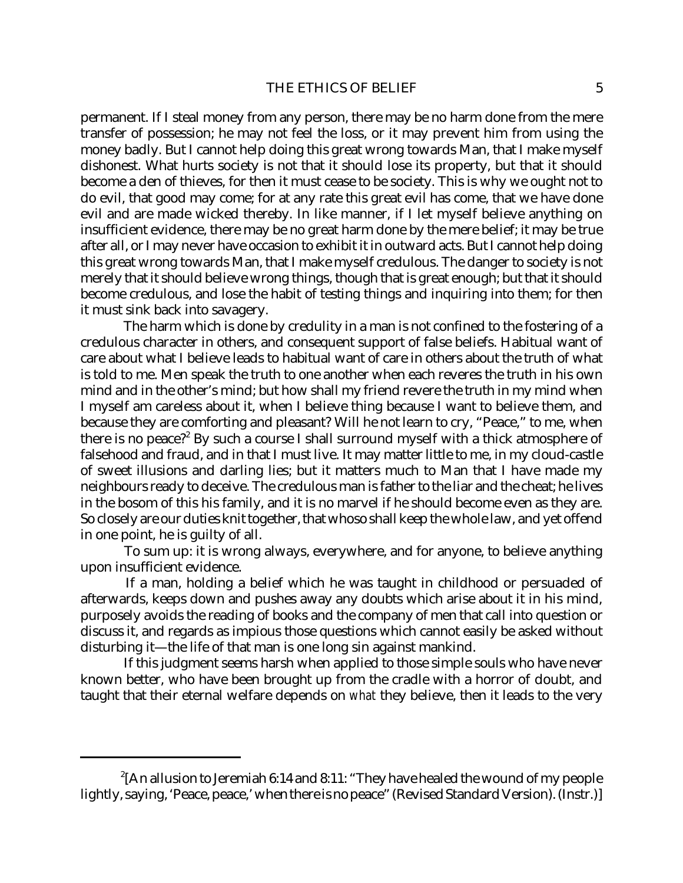permanent. If I steal money from any person, there may be no harm done from the mere transfer of possession; he may not feel the loss, or it may prevent him from using the money badly. But I cannot help doing this great wrong towards Man, that I make myself dishonest. What hurts society is not that it should lose its property, but that it should become a den of thieves, for then it must cease to be society. This is why we ought not to do evil, that good may come; for at any rate this great evil has come, that we have done evil and are made wicked thereby. In like manner, if I let myself believe anything on insufficient evidence, there may be no great harm done by the mere belief; it may be true after all, or I may never have occasion to exhibit it in outward acts. But I cannot help doing this great wrong towards Man, that I make myself credulous. The danger to society is not merely that it should believe wrong things, though that is great enough; but that it should become credulous, and lose the habit of testing things and inquiring into them; for then it must sink back into savagery.

The harm which is done by credulity in a man is not confined to the fostering of a credulous character in others, and consequent support of false beliefs. Habitual want of care about what I believe leads to habitual want of care in others about the truth of what is told to me. Men speak the truth to one another when each reveres the truth in his own mind and in the other's mind; but how shall my friend revere the truth in my mind when I myself am careless about it, when I believe thing because I want to believe them, and because they are comforting and pleasant? Will he not learn to cry, "Peace," to me, when there is no peace?[2] By such a course I shall surround myself with a thick atmosphere of falsehood and fraud, and in that I must live. It may matter little to me, in my cloud-castle of sweet illusions and darling lies; but it matters much to Man that I have made my neighbours ready to deceive. The credulous man is father to the liar and the cheat; he lives in the bosom of this his family, and it is no marvel if he should become even as they are. So closely are our duties knit together, that whoso shall keep the whole law, and yet offend in one point, he is guilty of all.

To sum up: it is wrong always, everywhere, and for anyone, to believe anything upon insufficient evidence.

If a man, holding a belief which he was taught in childhood or persuaded of afterwards, keeps down and pushes away any doubts which arise about it in his mind, purposely avoids the reading of books and the company of men that call into question or discuss it, and regards as impious those questions which cannot easily be asked without disturbing it—the life of that man is one long sin against mankind.

If this judgment seems harsh when applied to those simple souls who have never known better, who have been brought up from the cradle with a horror of doubt, and taught that their eternal welfare depends on *what* they believe, then it leads to the very

---

[2] [An allusion to Jeremiah 6:14 and 8:11: "They have healed the wound of my people lightly, saying, 'Peace, peace,' when there is no peace" (Revised Standard Version). (Instr.)]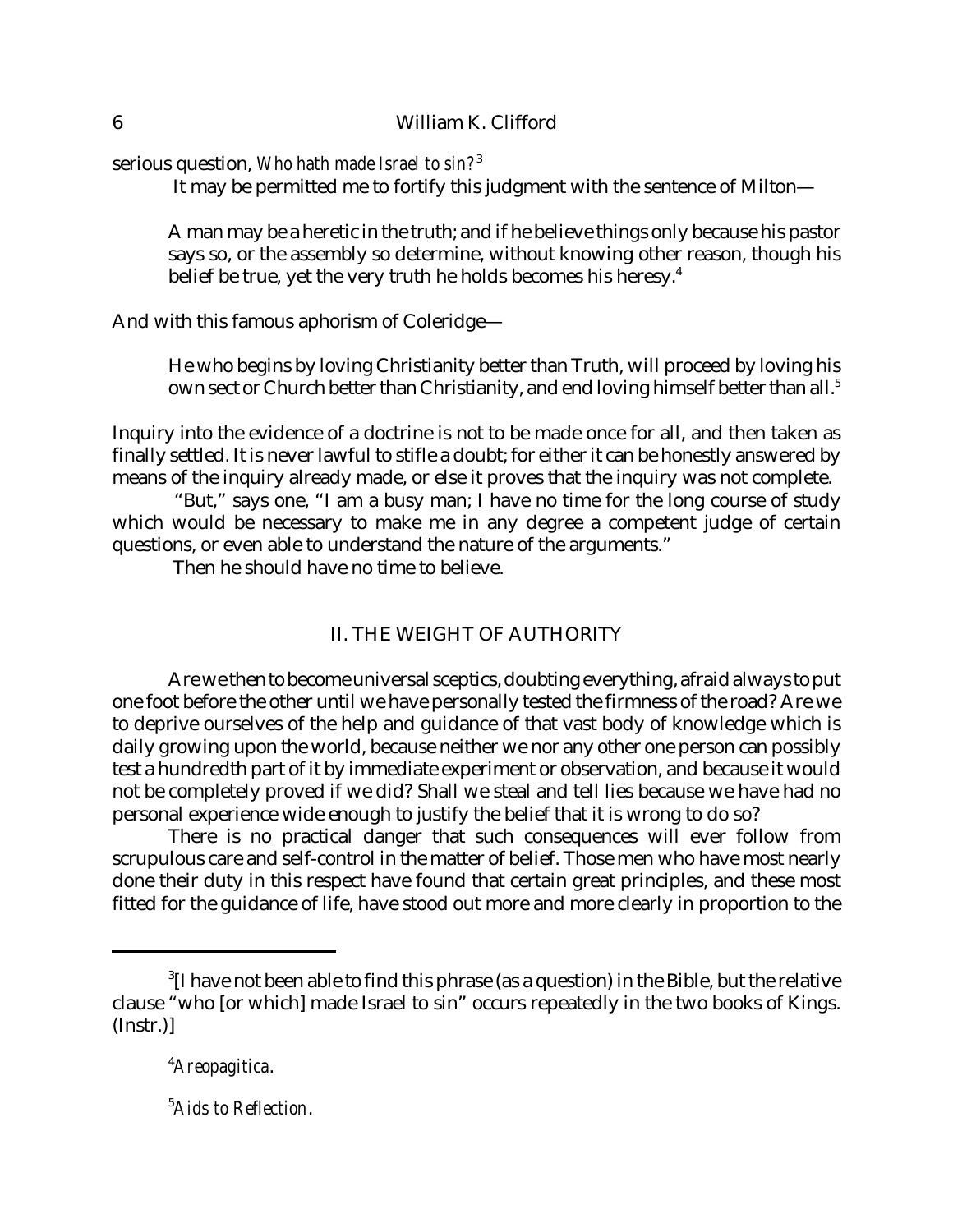serious question, *Who hath made Israel to sin?*[3]

It may be permitted me to fortify this judgment with the sentence of Milton—

> A man may be a heretic in the truth; and if he believe things only because his pastor says so, or the assembly so determine, without knowing other reason, though his belief be true, yet the very truth he holds becomes his heresy.[4]

And with this famous aphorism of Coleridge—

> He who begins by loving Christianity better than Truth, will proceed by loving his own sect or Church better than Christianity, and end loving himself better than all.[5]

Inquiry into the evidence of a doctrine is not to be made once for all, and then taken as finally settled. It is never lawful to stifle a doubt; for either it can be honestly answered by means of the inquiry already made, or else it proves that the inquiry was not complete.

"But," says one, "I am a busy man; I have no time for the long course of study which would be necessary to make me in any degree a competent judge of certain questions, or even able to understand the nature of the arguments."

Then he should have no time to believe.

## II. THE WEIGHT OF AUTHORITY

Are we then to become universal sceptics, doubting everything, afraid always to put one foot before the other until we have personally tested the firmness of the road? Are we to deprive ourselves of the help and guidance of that vast body of knowledge which is daily growing upon the world, because neither we nor any other one person can possibly test a hundredth part of it by immediate experiment or observation, and because it would not be completely proved if we did? Shall we steal and tell lies because we have had no personal experience wide enough to justify the belief that it is wrong to do so?

There is no practical danger that such consequences will ever follow from scrupulous care and self-control in the matter of belief. Those men who have most nearly done their duty in this respect have found that certain great principles, and these most fitted for the guidance of life, have stood out more and more clearly in proportion to the

---

[3][I have not been able to find this phrase (as a question) in the Bible, but the relative clause "who [or which] made Israel to sin" occurs repeatedly in the two books of Kings. (Instr.)]

[4]*Areopagitica*.

[5]*Aids to Reflection*.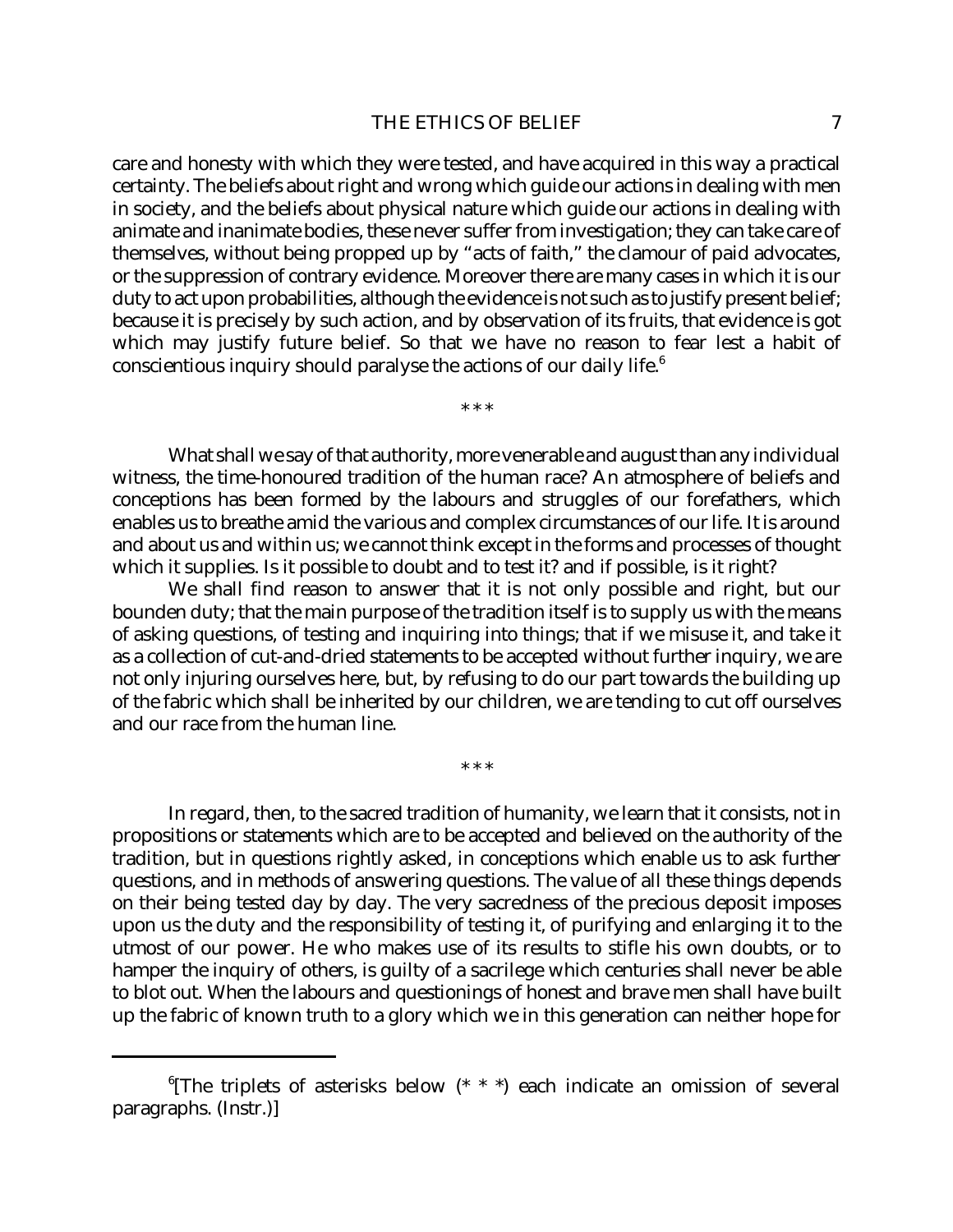care and honesty with which they were tested, and have acquired in this way a practical certainty. The beliefs about right and wrong which guide our actions in dealing with men in society, and the beliefs about physical nature which guide our actions in dealing with animate and inanimate bodies, these never suffer from investigation; they can take care of themselves, without being propped up by "acts of faith," the clamour of paid advocates, or the suppression of contrary evidence. Moreover there are many cases in which it is our duty to act upon probabilities, although the evidence is not such as to justify present belief; because it is precisely by such action, and by observation of its fruits, that evidence is got which may justify future belief. So that we have no reason to fear lest a habit of conscientious inquiry should paralyse the actions of our daily life.[6]

\* \* \*

What shall we say of that authority, more venerable and august than any individual witness, the time-honoured tradition of the human race? An atmosphere of beliefs and conceptions has been formed by the labours and struggles of our forefathers, which enables us to breathe amid the various and complex circumstances of our life. It is around and about us and within us; we cannot think except in the forms and processes of thought which it supplies. Is it possible to doubt and to test it? and if possible, is it right?

We shall find reason to answer that it is not only possible and right, but our bounden duty; that the main purpose of the tradition itself is to supply us with the means of asking questions, of testing and inquiring into things; that if we misuse it, and take it as a collection of cut-and-dried statements to be accepted without further inquiry, we are not only injuring ourselves here, but, by refusing to do our part towards the building up of the fabric which shall be inherited by our children, we are tending to cut off ourselves and our race from the human line.

\* \* \*

In regard, then, to the sacred tradition of humanity, we learn that it consists, not in propositions or statements which are to be accepted and believed on the authority of the tradition, but in questions rightly asked, in conceptions which enable us to ask further questions, and in methods of answering questions. The value of all these things depends on their being tested day by day. The very sacredness of the precious deposit imposes upon us the duty and the responsibility of testing it, of purifying and enlarging it to the utmost of our power. He who makes use of its results to stifle his own doubts, or to hamper the inquiry of others, is guilty of a sacrilege which centuries shall never be able to blot out. When the labours and questionings of honest and brave men shall have built up the fabric of known truth to a glory which we in this generation can neither hope for

---

[6] [The triplets of asterisks below (* * *) each indicate an omission of several paragraphs. (Instr.)]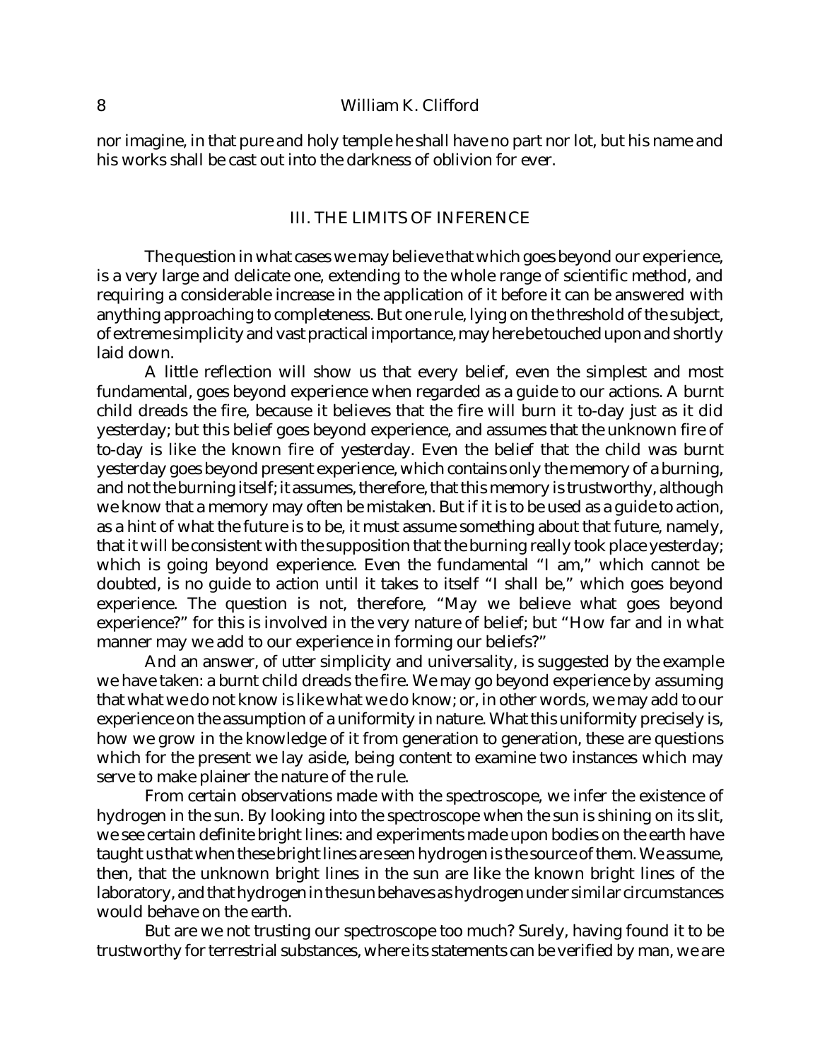nor imagine, in that pure and holy temple he shall have no part nor lot, but his name and his works shall be cast out into the darkness of oblivion for ever.

## III. THE LIMITS OF INFERENCE

The question in what cases we may believe that which goes beyond our experience, is a very large and delicate one, extending to the whole range of scientific method, and requiring a considerable increase in the application of it before it can be answered with anything approaching to completeness. But one rule, lying on the threshold of the subject, of extreme simplicity and vast practical importance, may here be touched upon and shortly laid down.

A little reflection will show us that every belief, even the simplest and most fundamental, goes beyond experience when regarded as a guide to our actions. A burnt child dreads the fire, because it believes that the fire will burn it to-day just as it did yesterday; but this belief goes beyond experience, and assumes that the unknown fire of to-day is like the known fire of yesterday. Even the belief that the child was burnt yesterday goes beyond present experience, which contains only the memory of a burning, and not the burning itself; it assumes, therefore, that this memory is trustworthy, although we know that a memory may often be mistaken. But if it is to be used as a guide to action, as a hint of what the future is to be, it must assume something about that future, namely, that it will be consistent with the supposition that the burning really took place yesterday; which is going beyond experience. Even the fundamental "I am," which cannot be doubted, is no guide to action until it takes to itself "I shall be," which goes beyond experience. The question is not, therefore, "May we believe what goes beyond experience?" for this is involved in the very nature of belief; but "How far and in what manner may we add to our experience in forming our beliefs?"

And an answer, of utter simplicity and universality, is suggested by the example we have taken: a burnt child dreads the fire. We may go beyond experience by assuming that what we do not know is like what we do know; or, in other words, we may add to our experience on the assumption of a uniformity in nature. What this uniformity precisely is, how we grow in the knowledge of it from generation to generation, these are questions which for the present we lay aside, being content to examine two instances which may serve to make plainer the nature of the rule.

From certain observations made with the spectroscope, we infer the existence of hydrogen in the sun. By looking into the spectroscope when the sun is shining on its slit, we see certain definite bright lines: and experiments made upon bodies on the earth have taught us that when these bright lines are seen hydrogen is the source of them. We assume, then, that the unknown bright lines in the sun are like the known bright lines of the laboratory, and that hydrogen in the sun behaves as hydrogen under similar circumstances would behave on the earth.

But are we not trusting our spectroscope too much? Surely, having found it to be trustworthy for terrestrial substances, where its statements can be verified by man, we are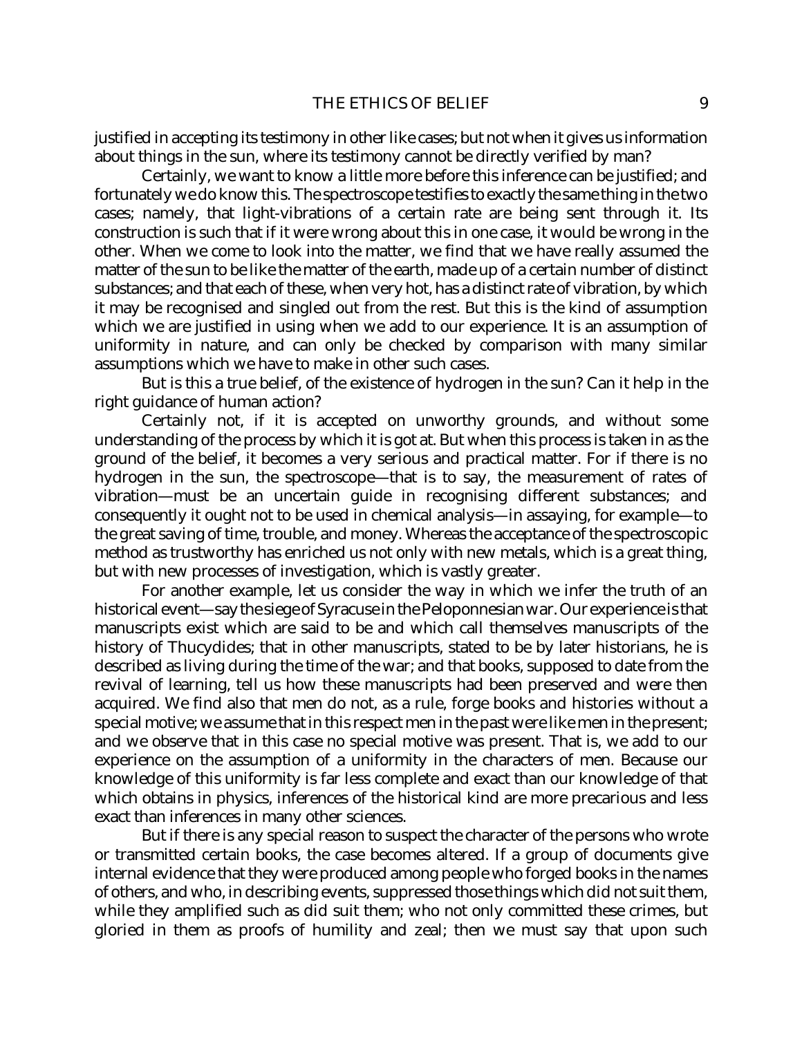justified in accepting its testimony in other like cases; but not when it gives us information about things in the sun, where its testimony cannot be directly verified by man?

Certainly, we want to know a little more before this inference can be justified; and fortunately we do know this. The spectroscope testifies to exactly the same thing in the two cases; namely, that light-vibrations of a certain rate are being sent through it. Its construction is such that if it were wrong about this in one case, it would be wrong in the other. When we come to look into the matter, we find that we have really assumed the matter of the sun to be like the matter of the earth, made up of a certain number of distinct substances; and that each of these, when very hot, has a distinct rate of vibration, by which it may be recognised and singled out from the rest. But this is the kind of assumption which we are justified in using when we add to our experience. It is an assumption of uniformity in nature, and can only be checked by comparison with many similar assumptions which we have to make in other such cases.

But is this a true belief, of the existence of hydrogen in the sun? Can it help in the right guidance of human action?

Certainly not, if it is accepted on unworthy grounds, and without some understanding of the process by which it is got at. But when this process is taken in as the ground of the belief, it becomes a very serious and practical matter. For if there is no hydrogen in the sun, the spectroscope—that is to say, the measurement of rates of vibration—must be an uncertain guide in recognising different substances; and consequently it ought not to be used in chemical analysis—in assaying, for example—to the great saving of time, trouble, and money. Whereas the acceptance of the spectroscopic method as trustworthy has enriched us not only with new metals, which is a great thing, but with new processes of investigation, which is vastly greater.

For another example, let us consider the way in which we infer the truth of an historical event—say the siege of Syracuse in the Peloponnesian war. Our experience is that manuscripts exist which are said to be and which call themselves manuscripts of the history of Thucydides; that in other manuscripts, stated to be by later historians, he is described as living during the time of the war; and that books, supposed to date from the revival of learning, tell us how these manuscripts had been preserved and were then acquired. We find also that men do not, as a rule, forge books and histories without a special motive; we assume that in this respect men in the past were like men in the present; and we observe that in this case no special motive was present. That is, we add to our experience on the assumption of a uniformity in the characters of men. Because our knowledge of this uniformity is far less complete and exact than our knowledge of that which obtains in physics, inferences of the historical kind are more precarious and less exact than inferences in many other sciences.

But if there is any special reason to suspect the character of the persons who wrote or transmitted certain books, the case becomes altered. If a group of documents give internal evidence that they were produced among people who forged books in the names of others, and who, in describing events, suppressed those things which did not suit them, while they amplified such as did suit them; who not only committed these crimes, but gloried in them as proofs of humility and zeal; then we must say that upon such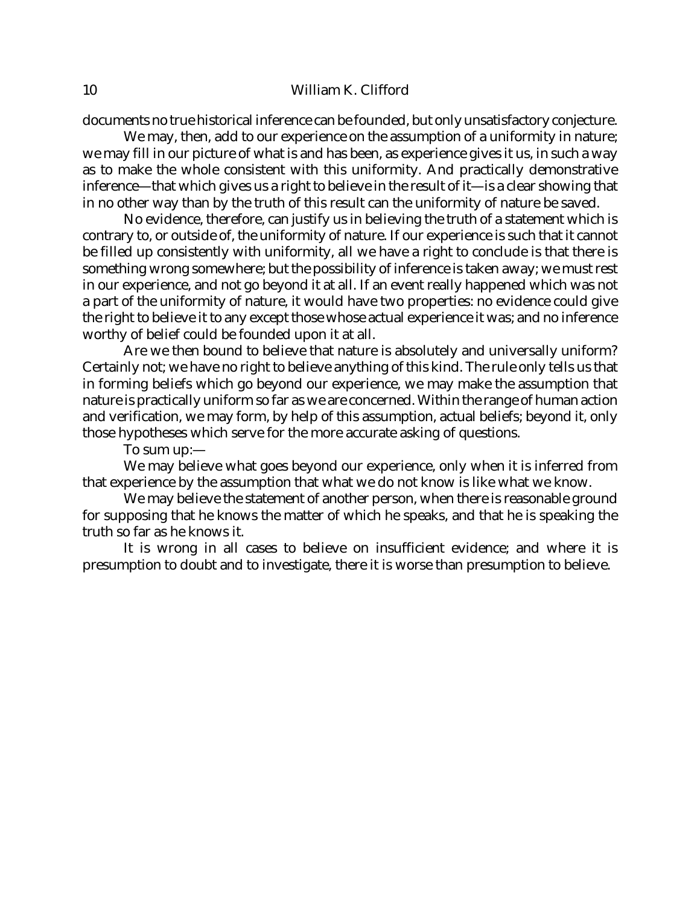documents no true historical inference can be founded, but only unsatisfactory conjecture.

We may, then, add to our experience on the assumption of a uniformity in nature; we may fill in our picture of what is and has been, as experience gives it us, in such a way as to make the whole consistent with this uniformity. And practically demonstrative inference—that which gives us a right to believe in the result of it—is a clear showing that in no other way than by the truth of this result can the uniformity of nature be saved.

No evidence, therefore, can justify us in believing the truth of a statement which is contrary to, or outside of, the uniformity of nature. If our experience is such that it cannot be filled up consistently with uniformity, all we have a right to conclude is that there is something wrong somewhere; but the possibility of inference is taken away; we must rest in our experience, and not go beyond it at all. If an event really happened which was not a part of the uniformity of nature, it would have two properties: no evidence could give the right to believe it to any except those whose actual experience it was; and no inference worthy of belief could be founded upon it at all.

Are we then bound to believe that nature is absolutely and universally uniform? Certainly not; we have no right to believe anything of this kind. The rule only tells us that in forming beliefs which go beyond our experience, we may make the assumption that nature is practically uniform so far as we are concerned. Within the range of human action and verification, we may form, by help of this assumption, actual beliefs; beyond it, only those hypotheses which serve for the more accurate asking of questions.

To sum up:—

We may believe what goes beyond our experience, only when it is inferred from that experience by the assumption that what we do not know is like what we know.

We may believe the statement of another person, when there is reasonable ground for supposing that he knows the matter of which he speaks, and that he is speaking the truth so far as he knows it.

It is wrong in all cases to believe on insufficient evidence; and where it is presumption to doubt and to investigate, there it is worse than presumption to believe.